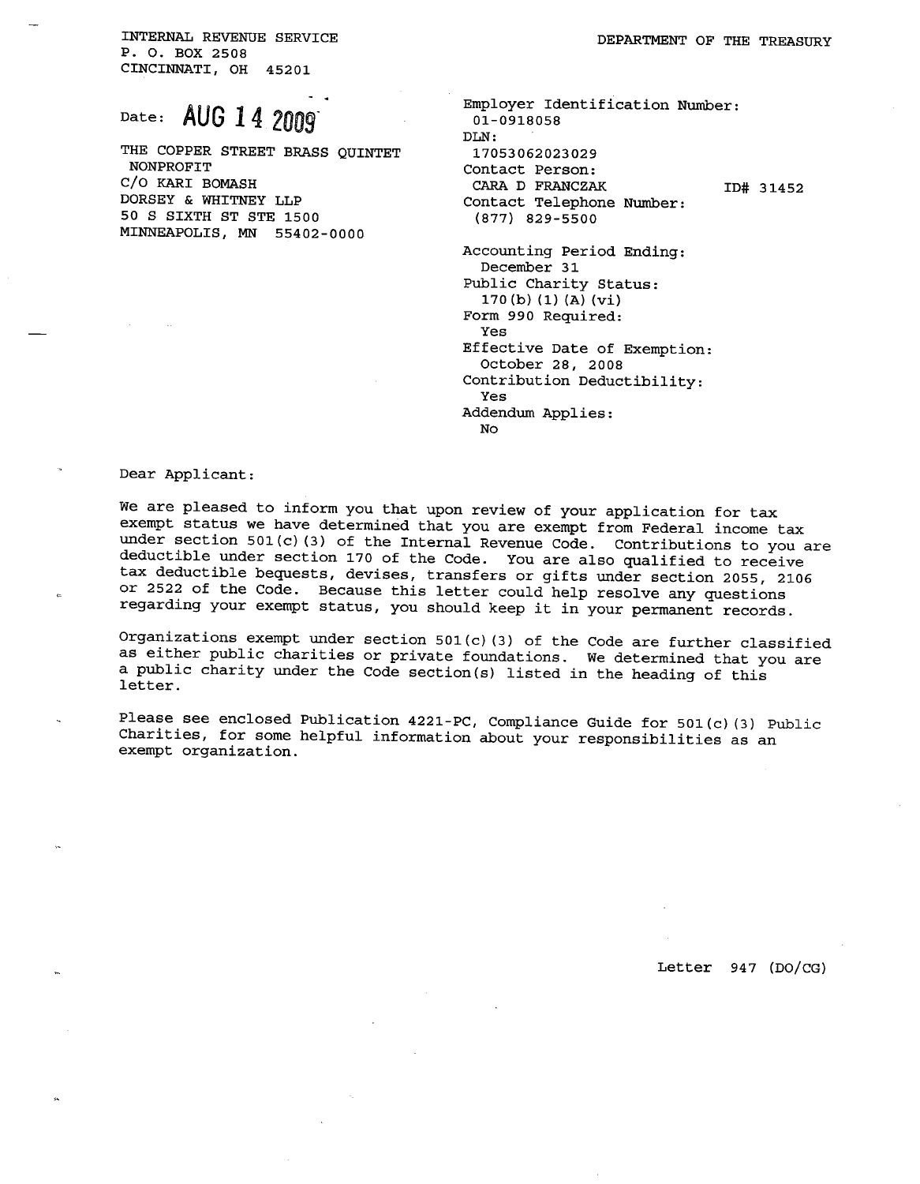INTERNAL REVENUE SERVICE
P. O. BOX 2508
CINCINNATI, OH 45201

DEPARTMENT OF THE TREASURY

Date: AUG 14 2009

THE COPPER STREET BRASS QUINTET
NONPROFIT
C/O KARI BOMASH
DORSEY & WHITNEY LLP
50 S SIXTH ST STE 1500
MINNEAPOLIS, MN 55402-0000

Employer Identification Number:
01-0918058
DLN:
17053062023029
Contact Person:
CARA D FRANCZAK ID# 31452
Contact Telephone Number:
(877) 829-5500

Accounting Period Ending:
December 31
Public Charity Status:
170(b)(1)(A)(vi)
Form 990 Required:
Yes
Effective Date of Exemption:
October 28, 2008
Contribution Deductibility:
Yes
Addendum Applies:
No

Dear Applicant:

We are pleased to inform you that upon review of your application for tax exempt status we have determined that you are exempt from Federal income tax under section 501(c)(3) of the Internal Revenue Code. Contributions to you are deductible under section 170 of the Code. You are also qualified to receive tax deductible bequests, devises, transfers or gifts under section 2055, 2106 or 2522 of the Code. Because this letter could help resolve any questions regarding your exempt status, you should keep it in your permanent records.

Organizations exempt under section 501(c)(3) of the Code are further classified as either public charities or private foundations. We determined that you are a public charity under the Code section(s) listed in the heading of this letter.

Please see enclosed Publication 4221-PC, Compliance Guide for 501(c)(3) Public Charities, for some helpful information about your responsibilities as an exempt organization.

Letter 947 (DO/CG)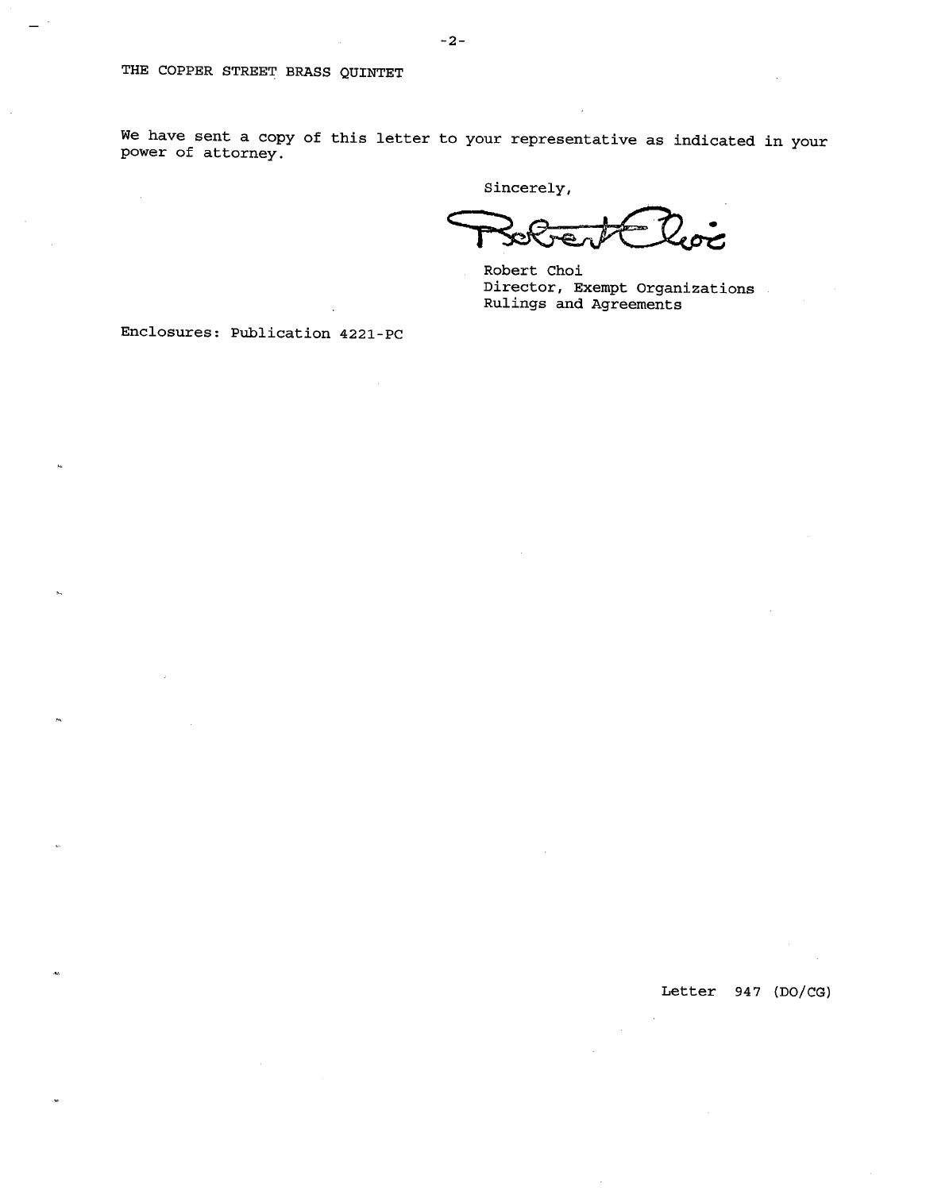THE COPPER STREET BRASS QUINTET

We have sent a copy of this letter to your representative as indicated in your power of attorney.

Sincerely,

Robert Choi
Director, Exempt Organizations
Rulings and Agreements

Enclosures: Publication 4221-PC

Letter 947 (DO/CG)